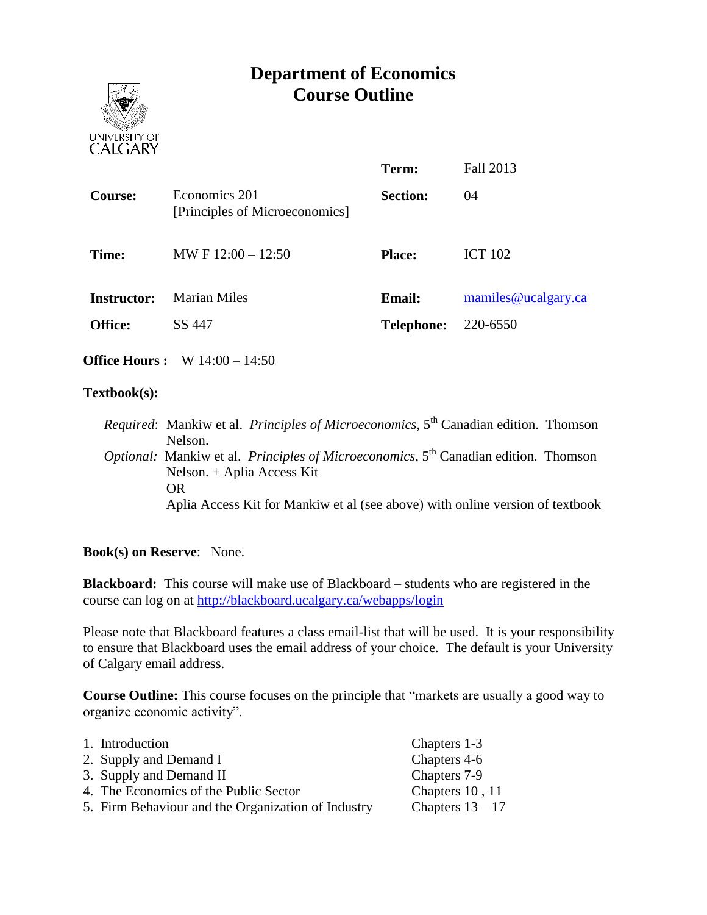# Department of Economics
# Course Outline

UNIVERSITY OF CALGARY

| | | | |
|---|---|---|---|
| | | **Term:** | Fall 2013 |
| **Course:** | Economics 201 [Principles of Microeconomics] | **Section:** | 04 |
| **Time:** | MW F 12:00 – 12:50 | **Place:** | ICT 102 |
| **Instructor:** | Marian Miles | **Email:** | mamiles@ucalgary.ca |
| **Office:** | SS 447 | **Telephone:** | 220-6550 |

**Office Hours :** W 14:00 – 14:50

**Textbook(s):**

*Required*: Mankiw et al. *Principles of Microeconomics*, 5th Canadian edition. Thomson Nelson.
*Optional:* Mankiw et al. *Principles of Microeconomics*, 5th Canadian edition. Thomson Nelson. + Aplia Access Kit
OR
Aplia Access Kit for Mankiw et al (see above) with online version of textbook

**Book(s) on Reserve**: None.

**Blackboard:** This course will make use of Blackboard – students who are registered in the course can log on at http://blackboard.ucalgary.ca/webapps/login

Please note that Blackboard features a class email-list that will be used. It is your responsibility to ensure that Blackboard uses the email address of your choice. The default is your University of Calgary email address.

**Course Outline:** This course focuses on the principle that "markets are usually a good way to organize economic activity".

| | |
|---|---|
| 1. Introduction | Chapters 1-3 |
| 2. Supply and Demand I | Chapters 4-6 |
| 3. Supply and Demand II | Chapters 7-9 |
| 4. The Economics of the Public Sector | Chapters 10 , 11 |
| 5. Firm Behaviour and the Organization of Industry | Chapters 13 – 17 |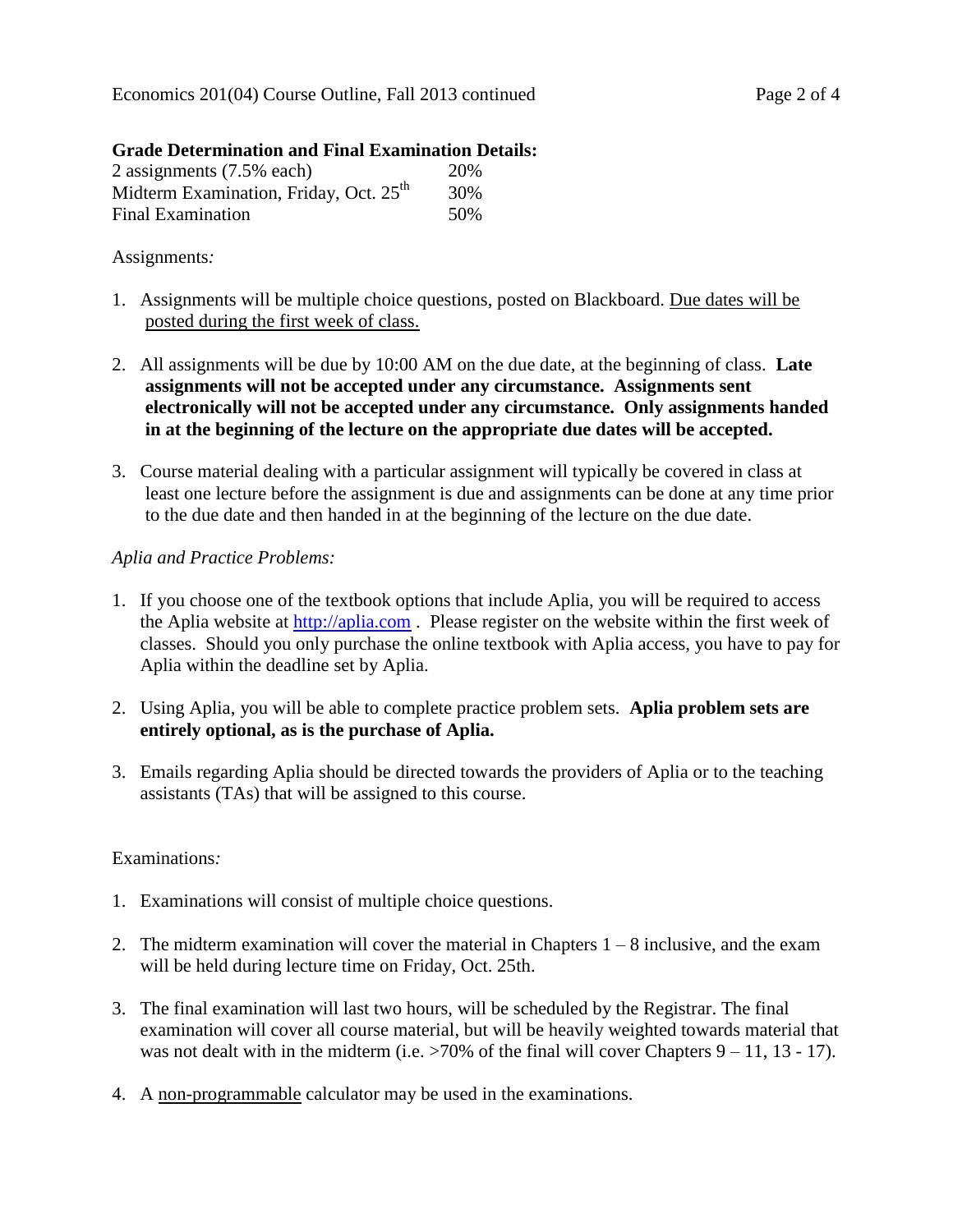**Grade Determination and Final Examination Details:**

| | |
|---|---|
| 2 assignments (7.5% each) | 20% |
| Midterm Examination, Friday, Oct. 25th | 30% |
| Final Examination | 50% |

Assignments*:*

1. Assignments will be multiple choice questions, posted on Blackboard. Due dates will be posted during the first week of class.

2. All assignments will be due by 10:00 AM on the due date, at the beginning of class. **Late assignments will not be accepted under any circumstance. Assignments sent electronically will not be accepted under any circumstance. Only assignments handed in at the beginning of the lecture on the appropriate due dates will be accepted.**

3. Course material dealing with a particular assignment will typically be covered in class at least one lecture before the assignment is due and assignments can be done at any time prior to the due date and then handed in at the beginning of the lecture on the due date.

*Aplia and Practice Problems:*

1. If you choose one of the textbook options that include Aplia, you will be required to access the Aplia website at http://aplia.com . Please register on the website within the first week of classes. Should you only purchase the online textbook with Aplia access, you have to pay for Aplia within the deadline set by Aplia.

2. Using Aplia, you will be able to complete practice problem sets. **Aplia problem sets are entirely optional, as is the purchase of Aplia.**

3. Emails regarding Aplia should be directed towards the providers of Aplia or to the teaching assistants (TAs) that will be assigned to this course.

Examinations*:*

1. Examinations will consist of multiple choice questions.

2. The midterm examination will cover the material in Chapters 1 – 8 inclusive, and the exam will be held during lecture time on Friday, Oct. 25th.

3. The final examination will last two hours, will be scheduled by the Registrar. The final examination will cover all course material, but will be heavily weighted towards material that was not dealt with in the midterm (i.e. >70% of the final will cover Chapters 9 – 11, 13 - 17).

4. A non-programmable calculator may be used in the examinations.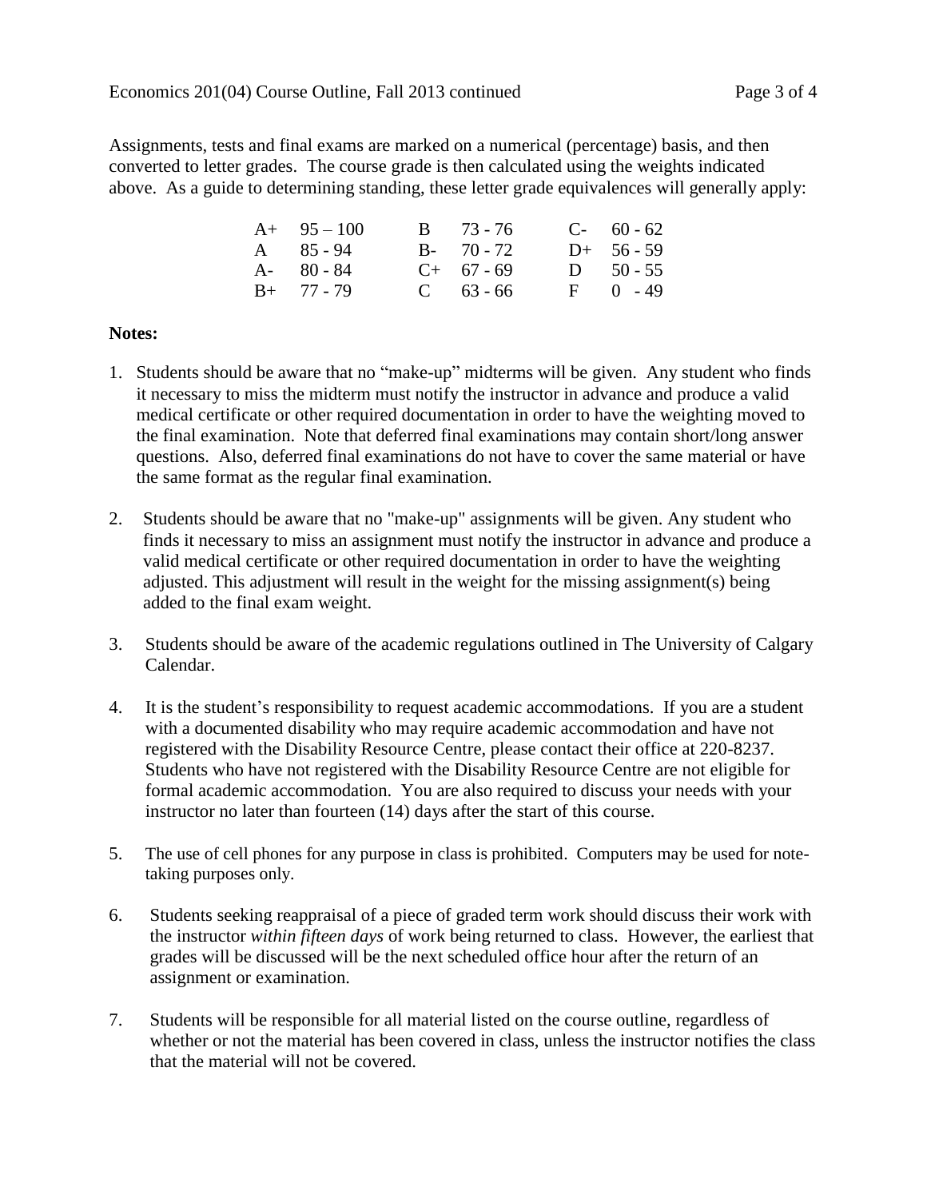Assignments, tests and final exams are marked on a numerical (percentage) basis, and then converted to letter grades. The course grade is then calculated using the weights indicated above. As a guide to determining standing, these letter grade equivalences will generally apply:

| | | | | | |
|---|---|---|---|---|---|
| A+ | 95 – 100 | B | 73 - 76 | C- | 60 - 62 |
| A | 85 - 94 | B- | 70 - 72 | D+ | 56 - 59 |
| A- | 80 - 84 | C+ | 67 - 69 | D | 50 - 55 |
| B+ | 77 - 79 | C | 63 - 66 | F | 0 - 49 |

**Notes:**

1. Students should be aware that no "make-up" midterms will be given. Any student who finds it necessary to miss the midterm must notify the instructor in advance and produce a valid medical certificate or other required documentation in order to have the weighting moved to the final examination. Note that deferred final examinations may contain short/long answer questions. Also, deferred final examinations do not have to cover the same material or have the same format as the regular final examination.

2. Students should be aware that no "make-up" assignments will be given. Any student who finds it necessary to miss an assignment must notify the instructor in advance and produce a valid medical certificate or other required documentation in order to have the weighting adjusted. This adjustment will result in the weight for the missing assignment(s) being added to the final exam weight.

3. Students should be aware of the academic regulations outlined in The University of Calgary Calendar.

4. It is the student's responsibility to request academic accommodations. If you are a student with a documented disability who may require academic accommodation and have not registered with the Disability Resource Centre, please contact their office at 220-8237. Students who have not registered with the Disability Resource Centre are not eligible for formal academic accommodation. You are also required to discuss your needs with your instructor no later than fourteen (14) days after the start of this course.

5. The use of cell phones for any purpose in class is prohibited. Computers may be used for note-taking purposes only.

6. Students seeking reappraisal of a piece of graded term work should discuss their work with the instructor *within fifteen days* of work being returned to class. However, the earliest that grades will be discussed will be the next scheduled office hour after the return of an assignment or examination.

7. Students will be responsible for all material listed on the course outline, regardless of whether or not the material has been covered in class, unless the instructor notifies the class that the material will not be covered.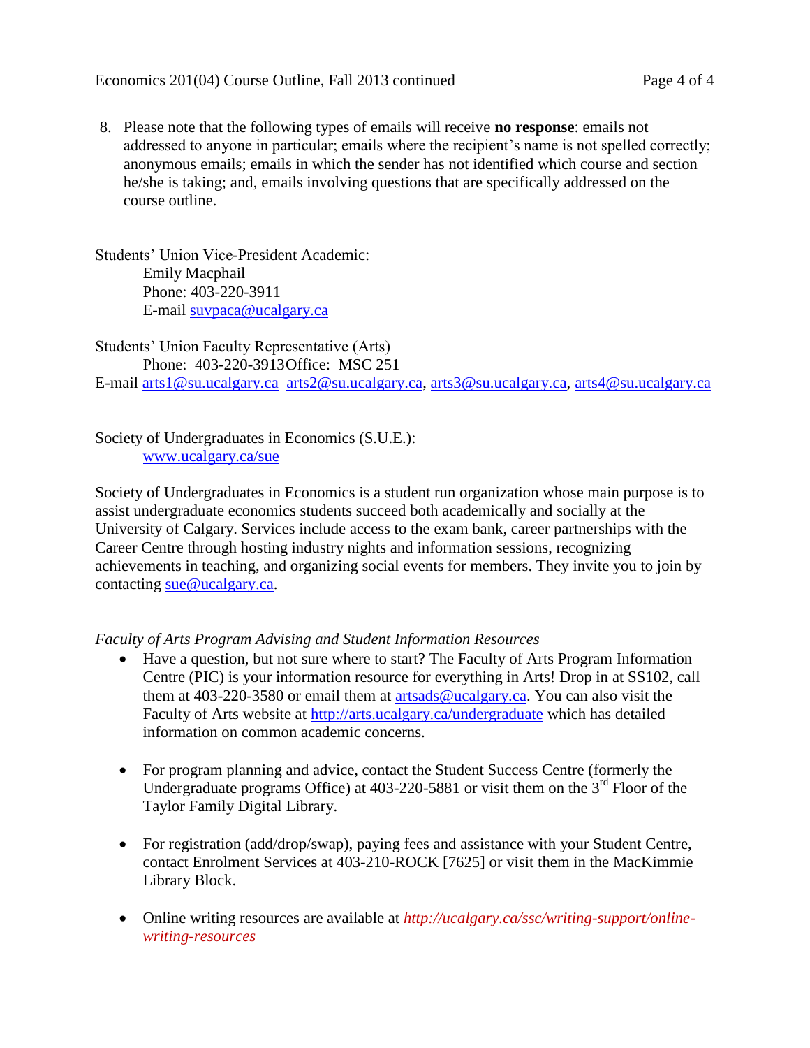8. Please note that the following types of emails will receive **no response**: emails not addressed to anyone in particular; emails where the recipient's name is not spelled correctly; anonymous emails; emails in which the sender has not identified which course and section he/she is taking; and, emails involving questions that are specifically addressed on the course outline.

Students' Union Vice-President Academic:
Emily Macphail
Phone: 403-220-3911
E-mail suvpaca@ucalgary.ca

Students' Union Faculty Representative (Arts)
Phone: 403-220-3913Office: MSC 251
E-mail arts1@su.ucalgary.ca arts2@su.ucalgary.ca, arts3@su.ucalgary.ca, arts4@su.ucalgary.ca

Society of Undergraduates in Economics (S.U.E.):
www.ucalgary.ca/sue

Society of Undergraduates in Economics is a student run organization whose main purpose is to assist undergraduate economics students succeed both academically and socially at the University of Calgary. Services include access to the exam bank, career partnerships with the Career Centre through hosting industry nights and information sessions, recognizing achievements in teaching, and organizing social events for members. They invite you to join by contacting sue@ucalgary.ca.

*Faculty of Arts Program Advising and Student Information Resources*

- Have a question, but not sure where to start? The Faculty of Arts Program Information Centre (PIC) is your information resource for everything in Arts! Drop in at SS102, call them at 403-220-3580 or email them at artsads@ucalgary.ca. You can also visit the Faculty of Arts website at http://arts.ucalgary.ca/undergraduate which has detailed information on common academic concerns.

- For program planning and advice, contact the Student Success Centre (formerly the Undergraduate programs Office) at 403-220-5881 or visit them on the 3rd Floor of the Taylor Family Digital Library.

- For registration (add/drop/swap), paying fees and assistance with your Student Centre, contact Enrolment Services at 403-210-ROCK [7625] or visit them in the MacKimmie Library Block.

- Online writing resources are available at *http://ucalgary.ca/ssc/writing-support/online-writing-resources*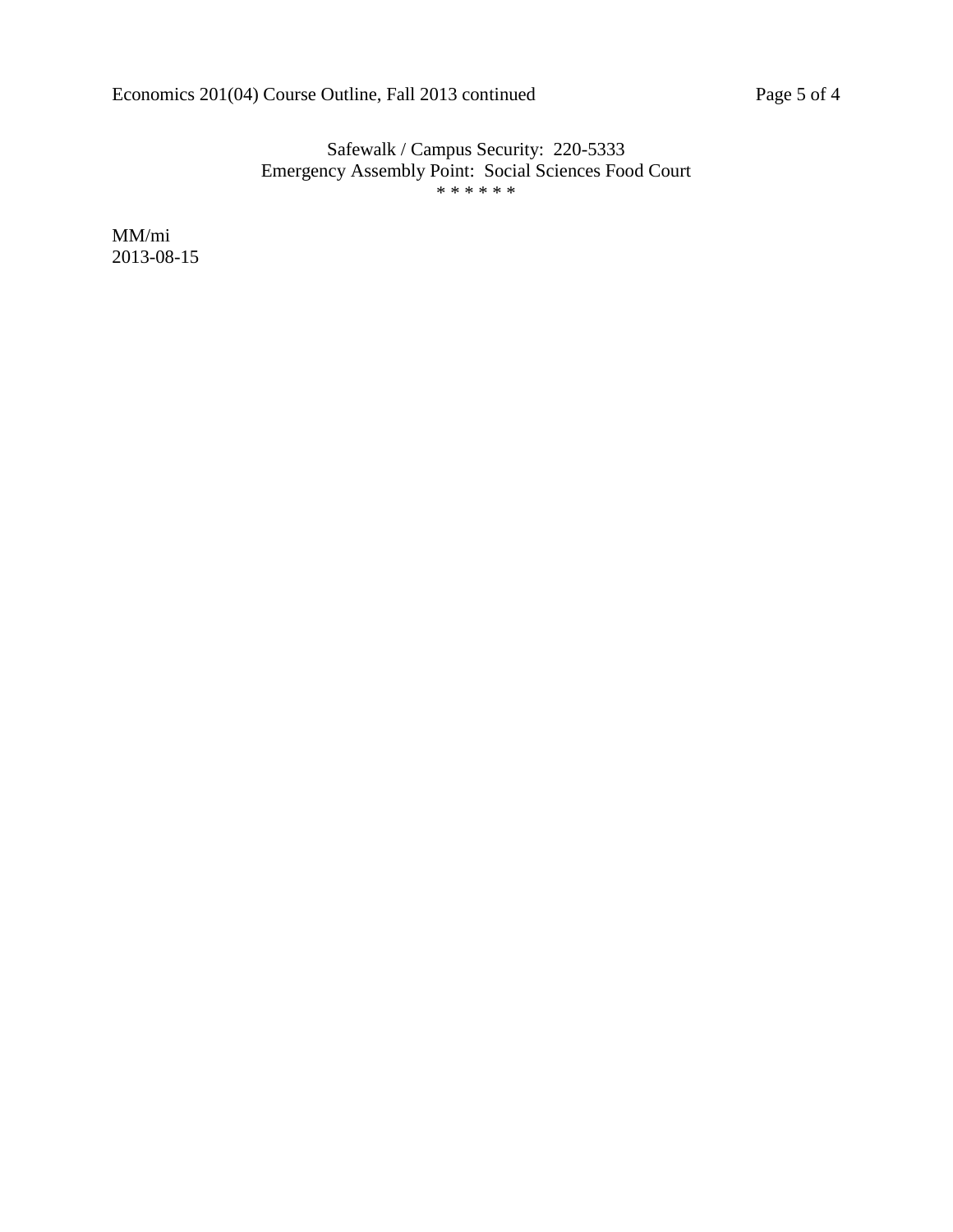Safewalk / Campus Security: 220-5333
Emergency Assembly Point: Social Sciences Food Court
* * * * * *

MM/mi
2013-08-15